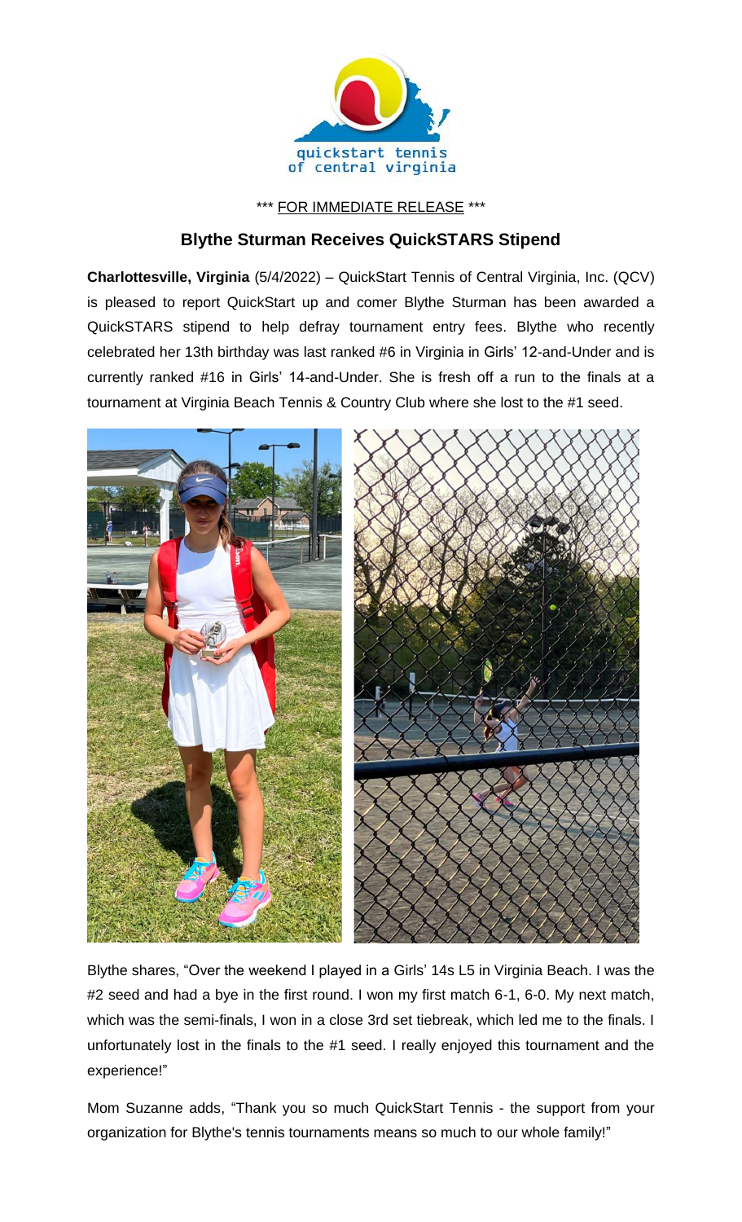\*\*\* FOR IMMEDIATE RELEASE \*\*\*

## Blythe Sturman Receives QuickSTARS Stipend

**Charlottesville, Virginia** (5/4/2022) – QuickStart Tennis of Central Virginia, Inc. (QCV) is pleased to report QuickStart up and comer Blythe Sturman has been awarded a QuickSTARS stipend to help defray tournament entry fees. Blythe who recently celebrated her 13th birthday was last ranked #6 in Virginia in Girls' 12-and-Under and is currently ranked #16 in Girls' 14-and-Under. She is fresh off a run to the finals at a tournament at Virginia Beach Tennis & Country Club where she lost to the #1 seed.

Blythe shares, "Over the weekend I played in a Girls' 14s L5 in Virginia Beach. I was the #2 seed and had a bye in the first round. I won my first match 6-1, 6-0. My next match, which was the semi-finals, I won in a close 3rd set tiebreak, which led me to the finals. I unfortunately lost in the finals to the #1 seed. I really enjoyed this tournament and the experience!"

Mom Suzanne adds, "Thank you so much QuickStart Tennis - the support from your organization for Blythe's tennis tournaments means so much to our whole family!"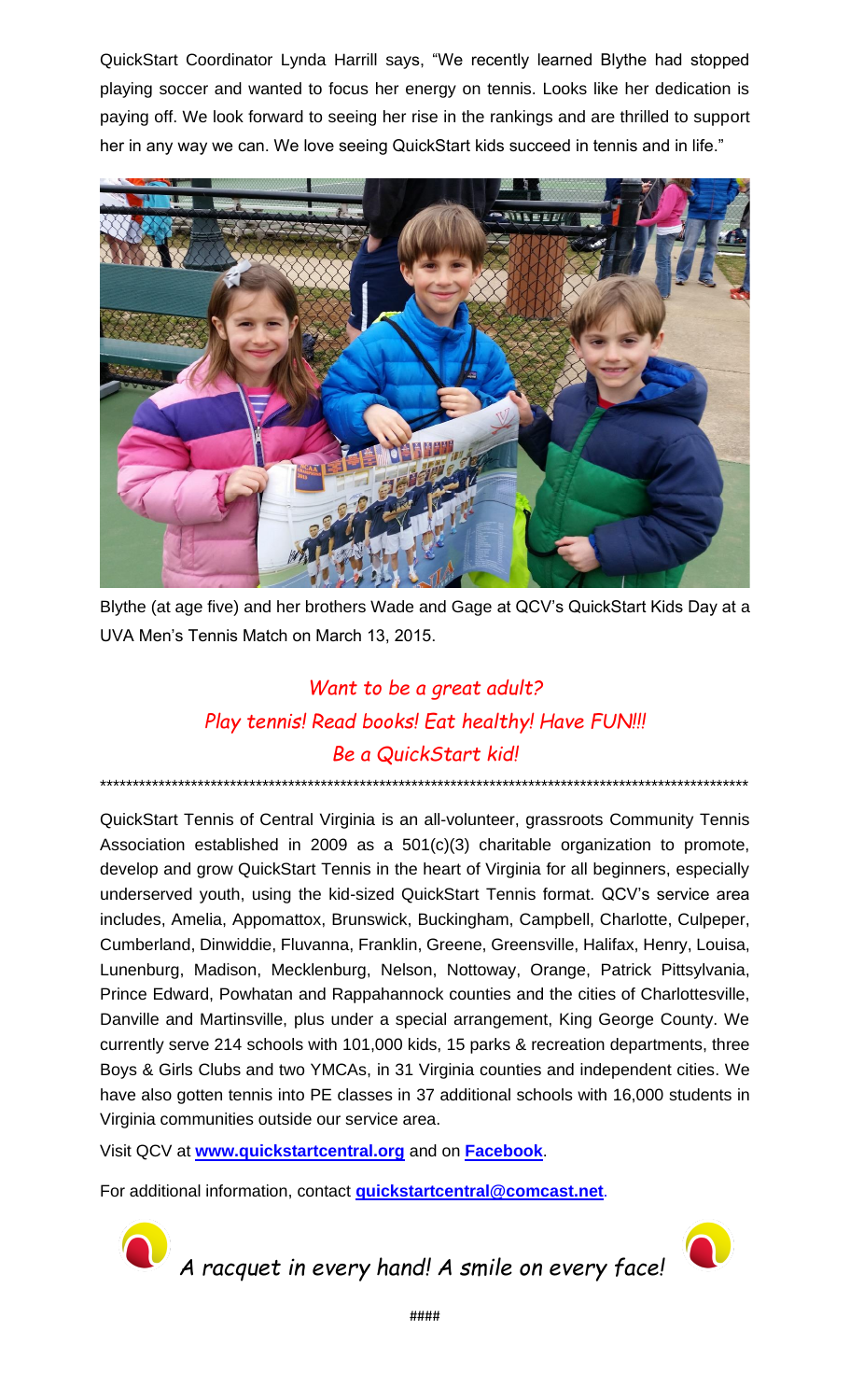QuickStart Coordinator Lynda Harrill says, "We recently learned Blythe had stopped playing soccer and wanted to focus her energy on tennis. Looks like her dedication is paying off. We look forward to seeing her rise in the rankings and are thrilled to support her in any way we can. We love seeing QuickStart kids succeed in tennis and in life."

Blythe (at age five) and her brothers Wade and Gage at QCV's QuickStart Kids Day at a UVA Men's Tennis Match on March 13, 2015.

*Want to be a great adult?*
*Play tennis! Read books! Eat healthy! Have FUN!!!*
*Be a QuickStart kid!*

\*\*\*\*\*\*\*\*\*\*\*\*\*\*\*\*\*\*\*\*\*\*\*\*\*\*\*\*\*\*\*\*\*\*\*\*\*\*\*\*\*\*\*\*\*\*\*\*\*\*\*\*\*\*\*\*\*\*\*\*\*\*\*\*\*\*\*\*\*\*\*\*\*\*\*\*\*\*\*\*\*\*\*\*\*\*\*\*\*\*\*\*\*\*\*\*\*\*\*\*

QuickStart Tennis of Central Virginia is an all-volunteer, grassroots Community Tennis Association established in 2009 as a 501(c)(3) charitable organization to promote, develop and grow QuickStart Tennis in the heart of Virginia for all beginners, especially underserved youth, using the kid-sized QuickStart Tennis format. QCV's service area includes, Amelia, Appomattox, Brunswick, Buckingham, Campbell, Charlotte, Culpeper, Cumberland, Dinwiddie, Fluvanna, Franklin, Greene, Greensville, Halifax, Henry, Louisa, Lunenburg, Madison, Mecklenburg, Nelson, Nottoway, Orange, Patrick Pittsylvania, Prince Edward, Powhatan and Rappahannock counties and the cities of Charlottesville, Danville and Martinsville, plus under a special arrangement, King George County. We currently serve 214 schools with 101,000 kids, 15 parks & recreation departments, three Boys & Girls Clubs and two YMCAs, in 31 Virginia counties and independent cities. We have also gotten tennis into PE classes in 37 additional schools with 16,000 students in Virginia communities outside our service area.

Visit QCV at **www.quickstartcentral.org** and on **Facebook**.

For additional information, contact **quickstartcentral@comcast.net**.

*A racquet in every hand! A smile on every face!*

####